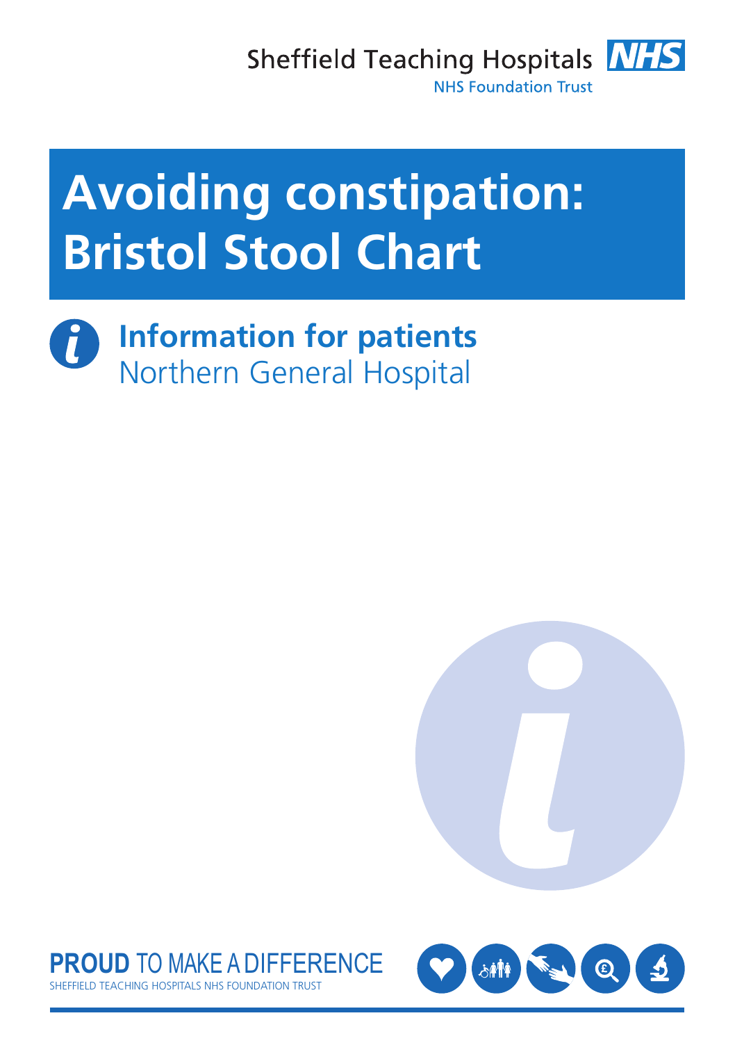Sheffield Teaching Hospitals NHS Foundation Trust

# Avoiding constipation: Bristol Stool Chart

## Information for patients
Northern General Hospital

**PROUD** TO MAKE A DIFFERENCE
SHEFFIELD TEACHING HOSPITALS NHS FOUNDATION TRUST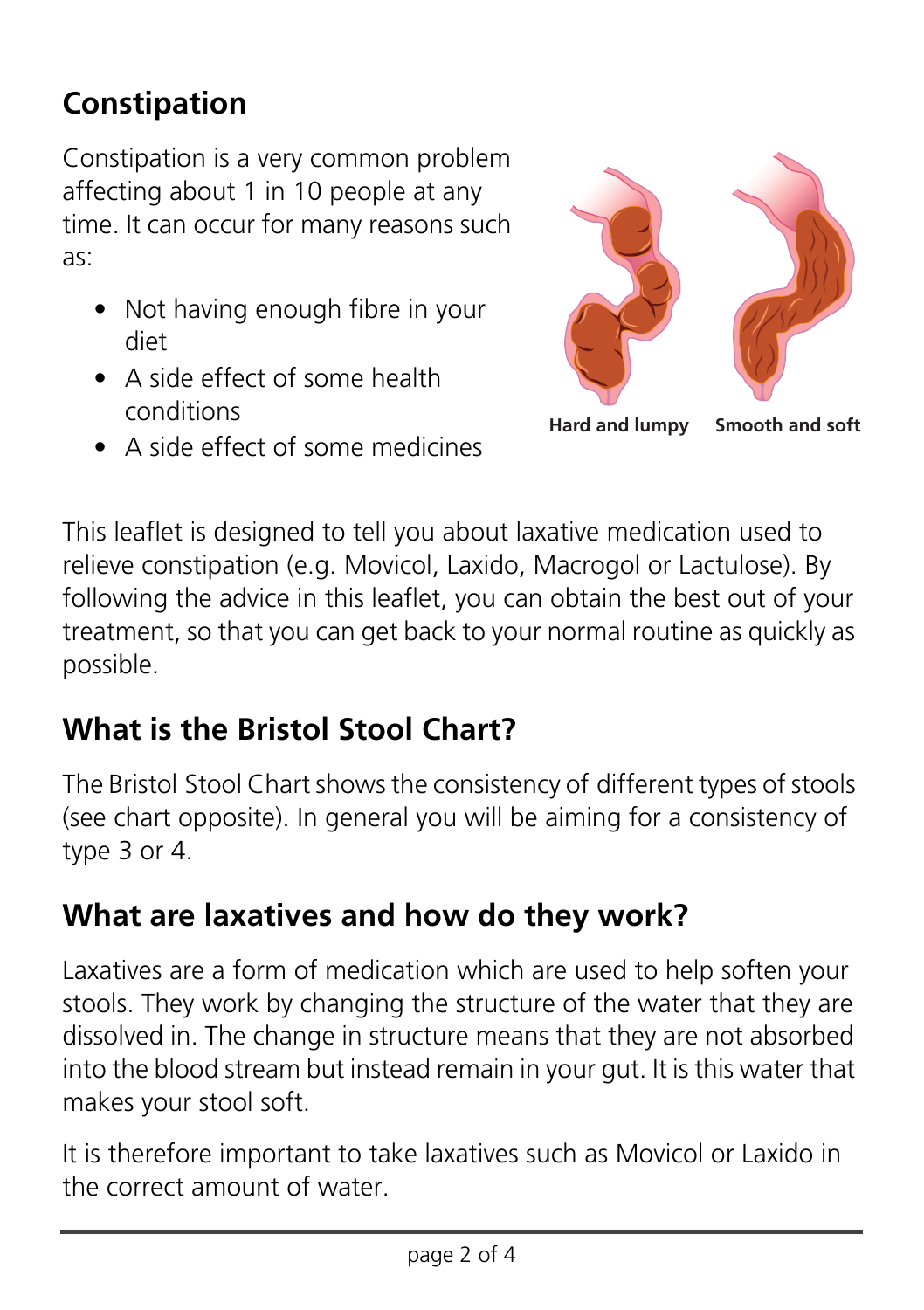## Constipation

Constipation is a very common problem affecting about 1 in 10 people at any time. It can occur for many reasons such as:

- Not having enough fibre in your diet
- A side effect of some health conditions
- A side effect of some medicines

**Hard and lumpy** **Smooth and soft**

This leaflet is designed to tell you about laxative medication used to relieve constipation (e.g. Movicol, Laxido, Macrogol or Lactulose). By following the advice in this leaflet, you can obtain the best out of your treatment, so that you can get back to your normal routine as quickly as possible.

## What is the Bristol Stool Chart?

The Bristol Stool Chart shows the consistency of different types of stools (see chart opposite). In general you will be aiming for a consistency of type 3 or 4.

## What are laxatives and how do they work?

Laxatives are a form of medication which are used to help soften your stools. They work by changing the structure of the water that they are dissolved in. The change in structure means that they are not absorbed into the blood stream but instead remain in your gut. It is this water that makes your stool soft.

It is therefore important to take laxatives such as Movicol or Laxido in the correct amount of water.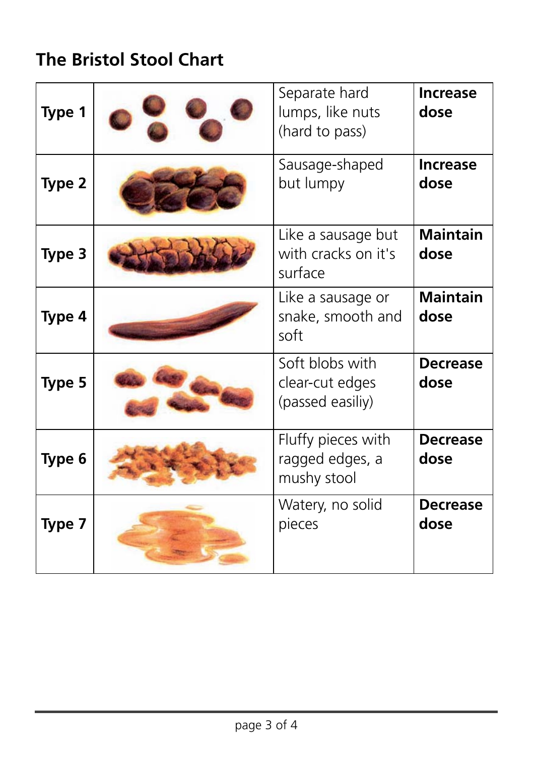## The Bristol Stool Chart

| | | | |
|---|---|---|---|
| **Type 1** | | Separate hard lumps, like nuts (hard to pass) | **Increase dose** |
| **Type 2** | | Sausage-shaped but lumpy | **Increase dose** |
| **Type 3** | | Like a sausage but with cracks on it's surface | **Maintain dose** |
| **Type 4** | | Like a sausage or snake, smooth and soft | **Maintain dose** |
| **Type 5** | | Soft blobs with clear-cut edges (passed easiliy) | **Decrease dose** |
| **Type 6** | | Fluffy pieces with ragged edges, a mushy stool | **Decrease dose** |
| **Type 7** | | Watery, no solid pieces | **Decrease dose** |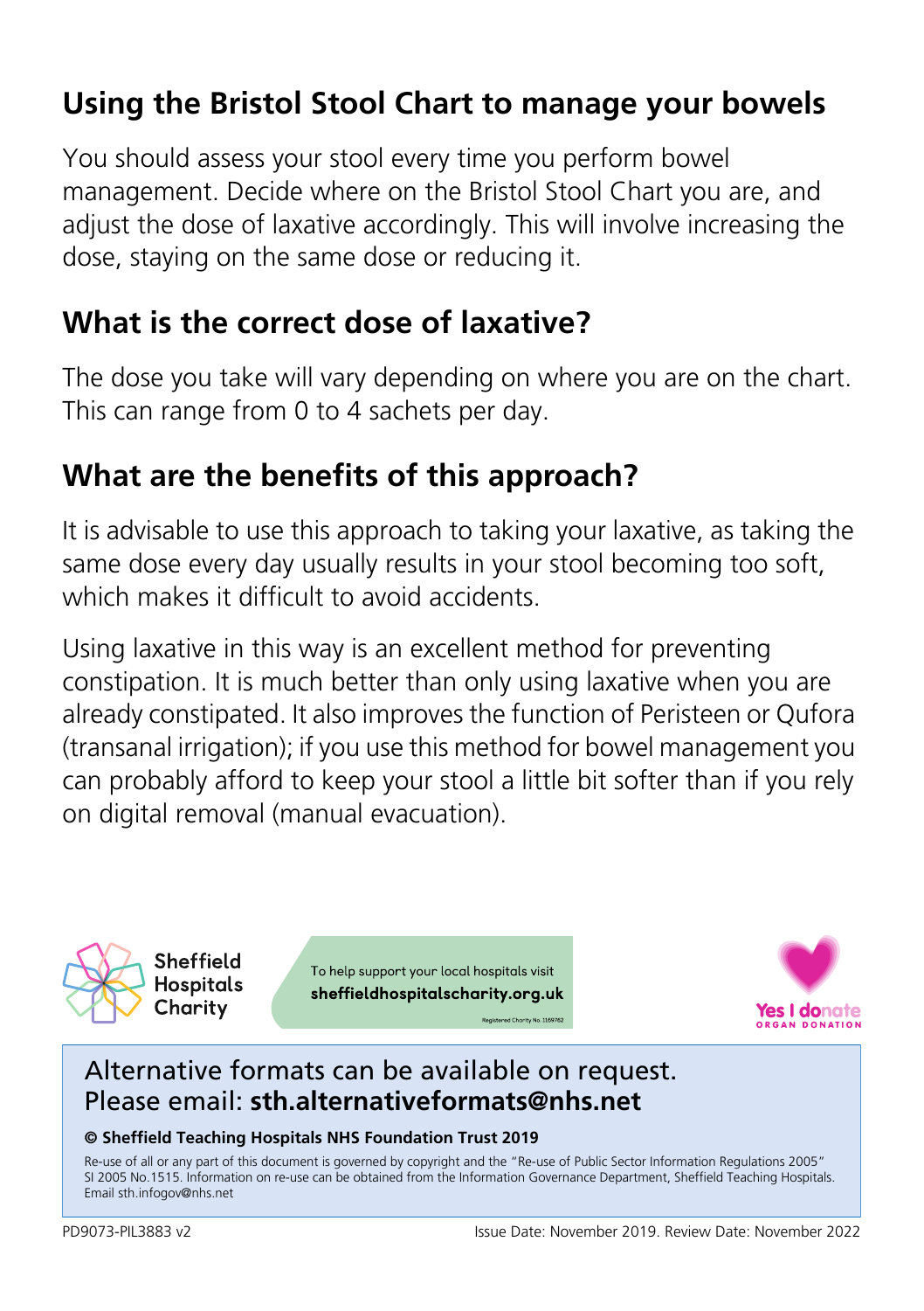## Using the Bristol Stool Chart to manage your bowels

You should assess your stool every time you perform bowel management. Decide where on the Bristol Stool Chart you are, and adjust the dose of laxative accordingly. This will involve increasing the dose, staying on the same dose or reducing it.

## What is the correct dose of laxative?

The dose you take will vary depending on where you are on the chart. This can range from 0 to 4 sachets per day.

## What are the benefits of this approach?

It is advisable to use this approach to taking your laxative, as taking the same dose every day usually results in your stool becoming too soft, which makes it difficult to avoid accidents.

Using laxative in this way is an excellent method for preventing constipation. It is much better than only using laxative when you are already constipated. It also improves the function of Peristeen or Qufora (transanal irrigation); if you use this method for bowel management you can probably afford to keep your stool a little bit softer than if you rely on digital removal (manual evacuation).

Sheffield Hospitals Charity

To help support your local hospitals visit **sheffieldhospitalscharity.org.uk**

Registered Charity No. 1169762

Yes I donate
ORGAN DONATION

Alternative formats can be available on request.
Please email: **sth.alternativeformats@nhs.net**

**© Sheffield Teaching Hospitals NHS Foundation Trust 2019**

Re-use of all or any part of this document is governed by copyright and the "Re-use of Public Sector Information Regulations 2005" SI 2005 No.1515. Information on re-use can be obtained from the Information Governance Department, Sheffield Teaching Hospitals. Email sth.infogov@nhs.net

PD9073-PIL3883 v2

Issue Date: November 2019. Review Date: November 2022